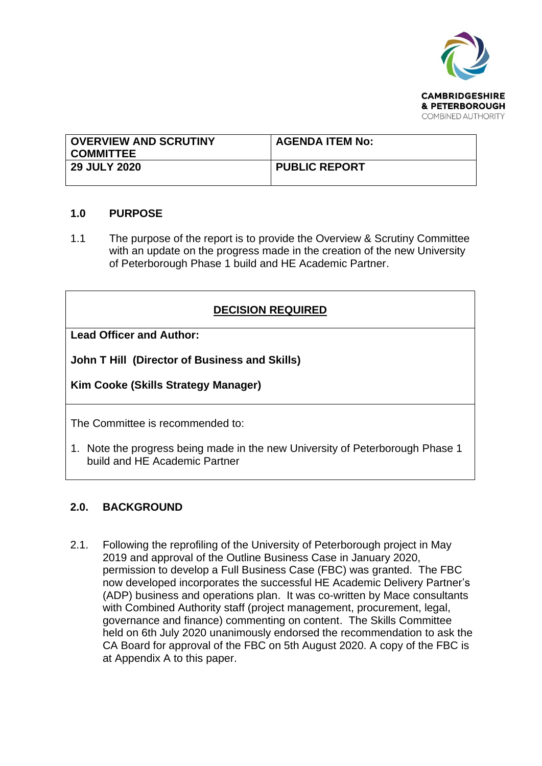CAMBRIDGESHIRE
& PETERBOROUGH
COMBINED AUTHORITY

| OVERVIEW AND SCRUTINY COMMITTEE | AGENDA ITEM No: |
|---|---|
| 29 JULY 2020 | PUBLIC REPORT |

## 1.0 PURPOSE

1.1 The purpose of the report is to provide the Overview & Scrutiny Committee with an update on the progress made in the creation of the new University of Peterborough Phase 1 build and HE Academic Partner.

| DECISION REQUIRED |
|---|
| **Lead Officer and Author:**<br><br>**John T Hill (Director of Business and Skills)**<br><br>**Kim Cooke (Skills Strategy Manager)** |
| The Committee is recommended to:<br><br>1. Note the progress being made in the new University of Peterborough Phase 1 build and HE Academic Partner |

## 2.0. BACKGROUND

2.1. Following the reprofiling of the University of Peterborough project in May 2019 and approval of the Outline Business Case in January 2020, permission to develop a Full Business Case (FBC) was granted. The FBC now developed incorporates the successful HE Academic Delivery Partner's (ADP) business and operations plan. It was co-written by Mace consultants with Combined Authority staff (project management, procurement, legal, governance and finance) commenting on content. The Skills Committee held on 6th July 2020 unanimously endorsed the recommendation to ask the CA Board for approval of the FBC on 5th August 2020. A copy of the FBC is at Appendix A to this paper.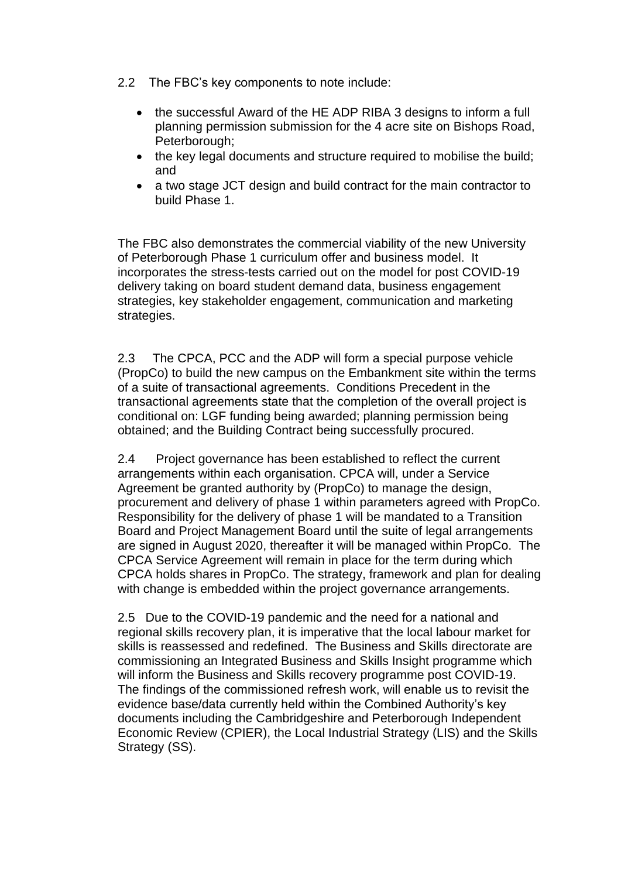2.2 The FBC's key components to note include:

- the successful Award of the HE ADP RIBA 3 designs to inform a full planning permission submission for the 4 acre site on Bishops Road, Peterborough;
- the key legal documents and structure required to mobilise the build; and
- a two stage JCT design and build contract for the main contractor to build Phase 1.

The FBC also demonstrates the commercial viability of the new University of Peterborough Phase 1 curriculum offer and business model. It incorporates the stress-tests carried out on the model for post COVID-19 delivery taking on board student demand data, business engagement strategies, key stakeholder engagement, communication and marketing strategies.

2.3 The CPCA, PCC and the ADP will form a special purpose vehicle (PropCo) to build the new campus on the Embankment site within the terms of a suite of transactional agreements. Conditions Precedent in the transactional agreements state that the completion of the overall project is conditional on: LGF funding being awarded; planning permission being obtained; and the Building Contract being successfully procured.

2.4 Project governance has been established to reflect the current arrangements within each organisation. CPCA will, under a Service Agreement be granted authority by (PropCo) to manage the design, procurement and delivery of phase 1 within parameters agreed with PropCo. Responsibility for the delivery of phase 1 will be mandated to a Transition Board and Project Management Board until the suite of legal arrangements are signed in August 2020, thereafter it will be managed within PropCo. The CPCA Service Agreement will remain in place for the term during which CPCA holds shares in PropCo. The strategy, framework and plan for dealing with change is embedded within the project governance arrangements.

2.5 Due to the COVID-19 pandemic and the need for a national and regional skills recovery plan, it is imperative that the local labour market for skills is reassessed and redefined. The Business and Skills directorate are commissioning an Integrated Business and Skills Insight programme which will inform the Business and Skills recovery programme post COVID-19. The findings of the commissioned refresh work, will enable us to revisit the evidence base/data currently held within the Combined Authority's key documents including the Cambridgeshire and Peterborough Independent Economic Review (CPIER), the Local Industrial Strategy (LIS) and the Skills Strategy (SS).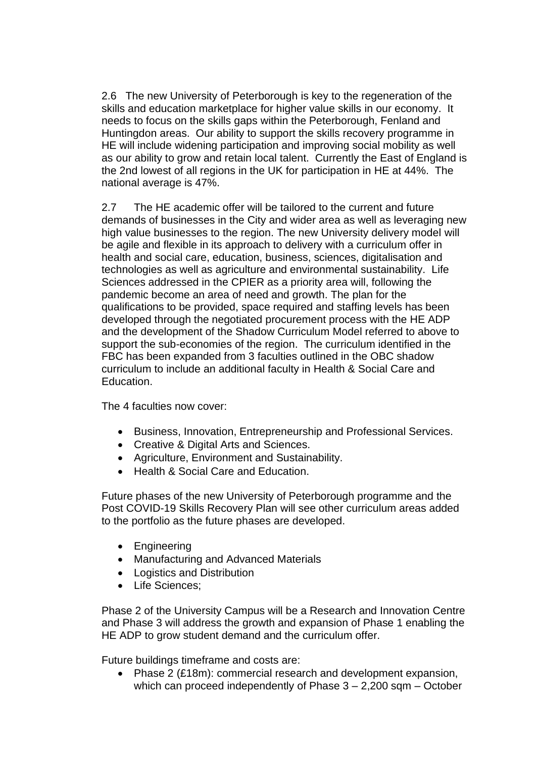2.6 The new University of Peterborough is key to the regeneration of the skills and education marketplace for higher value skills in our economy. It needs to focus on the skills gaps within the Peterborough, Fenland and Huntingdon areas. Our ability to support the skills recovery programme in HE will include widening participation and improving social mobility as well as our ability to grow and retain local talent. Currently the East of England is the 2nd lowest of all regions in the UK for participation in HE at 44%. The national average is 47%.

2.7 The HE academic offer will be tailored to the current and future demands of businesses in the City and wider area as well as leveraging new high value businesses to the region. The new University delivery model will be agile and flexible in its approach to delivery with a curriculum offer in health and social care, education, business, sciences, digitalisation and technologies as well as agriculture and environmental sustainability. Life Sciences addressed in the CPIER as a priority area will, following the pandemic become an area of need and growth. The plan for the qualifications to be provided, space required and staffing levels has been developed through the negotiated procurement process with the HE ADP and the development of the Shadow Curriculum Model referred to above to support the sub-economies of the region. The curriculum identified in the FBC has been expanded from 3 faculties outlined in the OBC shadow curriculum to include an additional faculty in Health & Social Care and Education.

The 4 faculties now cover:

- Business, Innovation, Entrepreneurship and Professional Services.
- Creative & Digital Arts and Sciences.
- Agriculture, Environment and Sustainability.
- Health & Social Care and Education.

Future phases of the new University of Peterborough programme and the Post COVID-19 Skills Recovery Plan will see other curriculum areas added to the portfolio as the future phases are developed.

- Engineering
- Manufacturing and Advanced Materials
- Logistics and Distribution
- Life Sciences;

Phase 2 of the University Campus will be a Research and Innovation Centre and Phase 3 will address the growth and expansion of Phase 1 enabling the HE ADP to grow student demand and the curriculum offer.

Future buildings timeframe and costs are:

- Phase 2 (£18m): commercial research and development expansion, which can proceed independently of Phase 3 – 2,200 sqm – October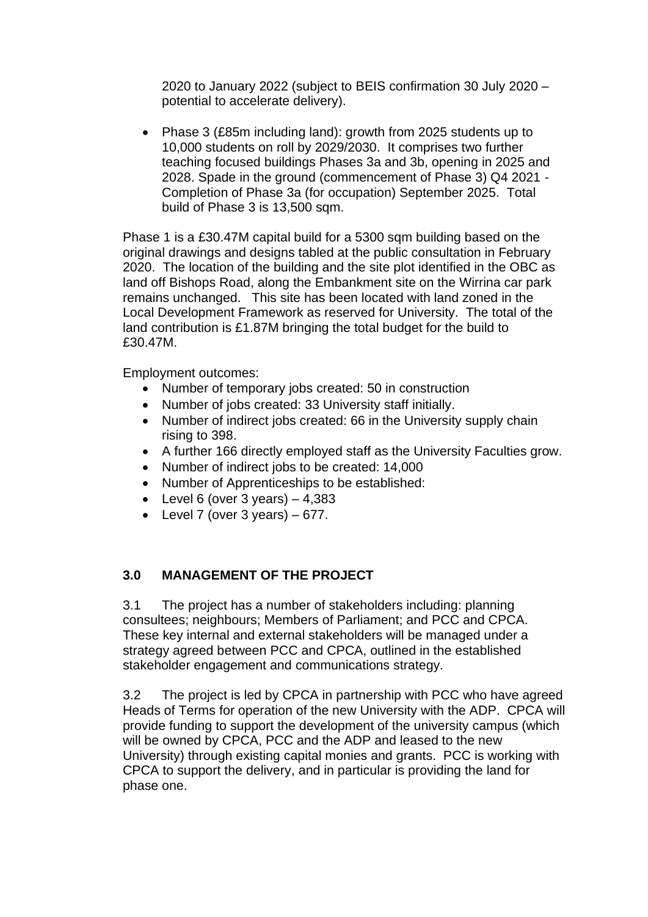2020 to January 2022 (subject to BEIS confirmation 30 July 2020 – potential to accelerate delivery).

- Phase 3 (£85m including land): growth from 2025 students up to 10,000 students on roll by 2029/2030. It comprises two further teaching focused buildings Phases 3a and 3b, opening in 2025 and 2028. Spade in the ground (commencement of Phase 3) Q4 2021 - Completion of Phase 3a (for occupation) September 2025. Total build of Phase 3 is 13,500 sqm.

Phase 1 is a £30.47M capital build for a 5300 sqm building based on the original drawings and designs tabled at the public consultation in February 2020. The location of the building and the site plot identified in the OBC as land off Bishops Road, along the Embankment site on the Wirrina car park remains unchanged. This site has been located with land zoned in the Local Development Framework as reserved for University. The total of the land contribution is £1.87M bringing the total budget for the build to £30.47M.

Employment outcomes:

- Number of temporary jobs created: 50 in construction
- Number of jobs created: 33 University staff initially.
- Number of indirect jobs created: 66 in the University supply chain rising to 398.
- A further 166 directly employed staff as the University Faculties grow.
- Number of indirect jobs to be created: 14,000
- Number of Apprenticeships to be established:
- Level 6 (over 3 years) – 4,383
- Level 7 (over 3 years) – 677.

## 3.0 MANAGEMENT OF THE PROJECT

3.1 The project has a number of stakeholders including: planning consultees; neighbours; Members of Parliament; and PCC and CPCA. These key internal and external stakeholders will be managed under a strategy agreed between PCC and CPCA, outlined in the established stakeholder engagement and communications strategy.

3.2 The project is led by CPCA in partnership with PCC who have agreed Heads of Terms for operation of the new University with the ADP. CPCA will provide funding to support the development of the university campus (which will be owned by CPCA, PCC and the ADP and leased to the new University) through existing capital monies and grants. PCC is working with CPCA to support the delivery, and in particular is providing the land for phase one.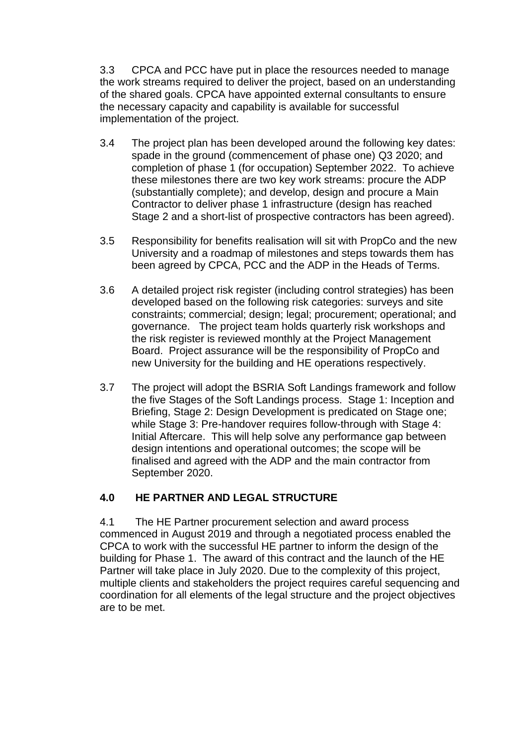3.3 CPCA and PCC have put in place the resources needed to manage the work streams required to deliver the project, based on an understanding of the shared goals. CPCA have appointed external consultants to ensure the necessary capacity and capability is available for successful implementation of the project.

3.4 The project plan has been developed around the following key dates: spade in the ground (commencement of phase one) Q3 2020; and completion of phase 1 (for occupation) September 2022. To achieve these milestones there are two key work streams: procure the ADP (substantially complete); and develop, design and procure a Main Contractor to deliver phase 1 infrastructure (design has reached Stage 2 and a short-list of prospective contractors has been agreed).

3.5 Responsibility for benefits realisation will sit with PropCo and the new University and a roadmap of milestones and steps towards them has been agreed by CPCA, PCC and the ADP in the Heads of Terms.

3.6 A detailed project risk register (including control strategies) has been developed based on the following risk categories: surveys and site constraints; commercial; design; legal; procurement; operational; and governance. The project team holds quarterly risk workshops and the risk register is reviewed monthly at the Project Management Board. Project assurance will be the responsibility of PropCo and new University for the building and HE operations respectively.

3.7 The project will adopt the BSRIA Soft Landings framework and follow the five Stages of the Soft Landings process. Stage 1: Inception and Briefing, Stage 2: Design Development is predicated on Stage one; while Stage 3: Pre-handover requires follow-through with Stage 4: Initial Aftercare. This will help solve any performance gap between design intentions and operational outcomes; the scope will be finalised and agreed with the ADP and the main contractor from September 2020.

## 4.0 HE PARTNER AND LEGAL STRUCTURE

4.1 The HE Partner procurement selection and award process commenced in August 2019 and through a negotiated process enabled the CPCA to work with the successful HE partner to inform the design of the building for Phase 1. The award of this contract and the launch of the HE Partner will take place in July 2020. Due to the complexity of this project, multiple clients and stakeholders the project requires careful sequencing and coordination for all elements of the legal structure and the project objectives are to be met.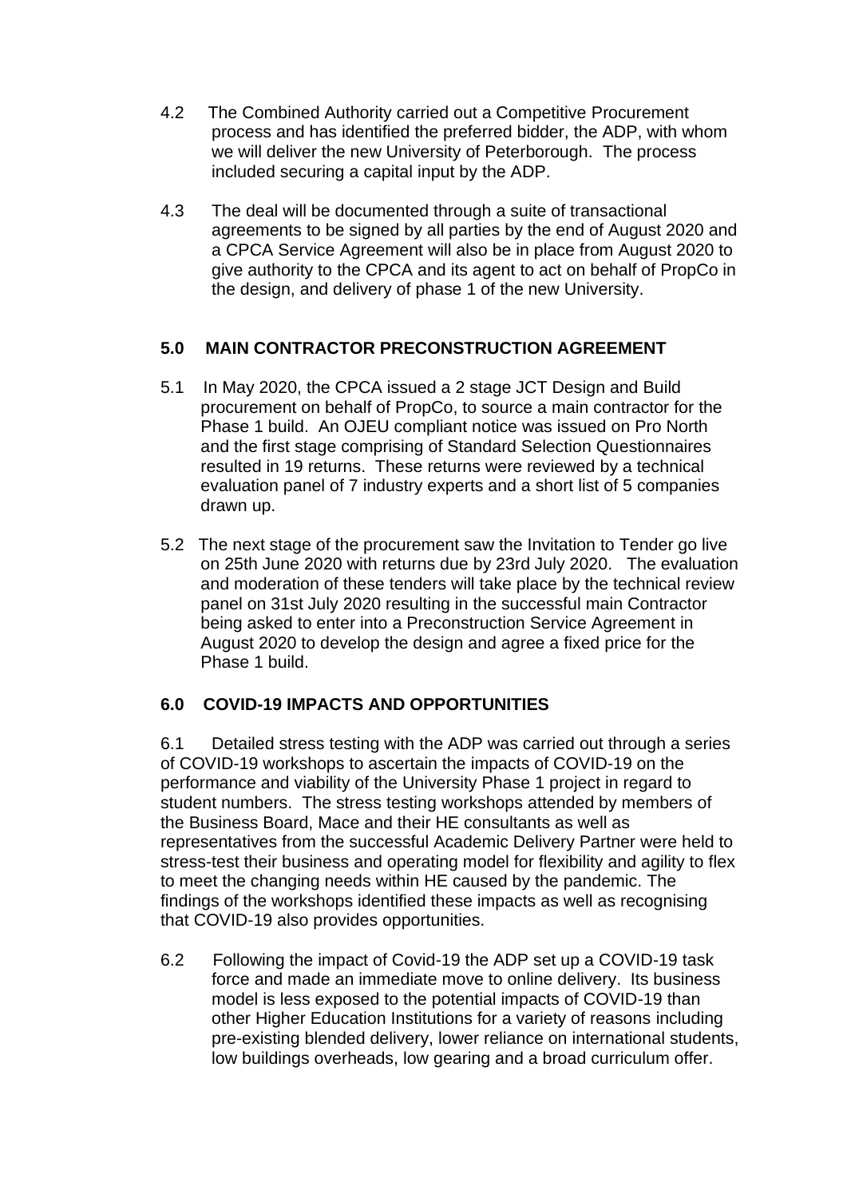4.2 The Combined Authority carried out a Competitive Procurement process and has identified the preferred bidder, the ADP, with whom we will deliver the new University of Peterborough. The process included securing a capital input by the ADP.

4.3 The deal will be documented through a suite of transactional agreements to be signed by all parties by the end of August 2020 and a CPCA Service Agreement will also be in place from August 2020 to give authority to the CPCA and its agent to act on behalf of PropCo in the design, and delivery of phase 1 of the new University.

## 5.0 MAIN CONTRACTOR PRECONSTRUCTION AGREEMENT

5.1 In May 2020, the CPCA issued a 2 stage JCT Design and Build procurement on behalf of PropCo, to source a main contractor for the Phase 1 build. An OJEU compliant notice was issued on Pro North and the first stage comprising of Standard Selection Questionnaires resulted in 19 returns. These returns were reviewed by a technical evaluation panel of 7 industry experts and a short list of 5 companies drawn up.

5.2 The next stage of the procurement saw the Invitation to Tender go live on 25th June 2020 with returns due by 23rd July 2020. The evaluation and moderation of these tenders will take place by the technical review panel on 31st July 2020 resulting in the successful main Contractor being asked to enter into a Preconstruction Service Agreement in August 2020 to develop the design and agree a fixed price for the Phase 1 build.

## 6.0 COVID-19 IMPACTS AND OPPORTUNITIES

6.1 Detailed stress testing with the ADP was carried out through a series of COVID-19 workshops to ascertain the impacts of COVID-19 on the performance and viability of the University Phase 1 project in regard to student numbers. The stress testing workshops attended by members of the Business Board, Mace and their HE consultants as well as representatives from the successful Academic Delivery Partner were held to stress-test their business and operating model for flexibility and agility to flex to meet the changing needs within HE caused by the pandemic. The findings of the workshops identified these impacts as well as recognising that COVID-19 also provides opportunities.

6.2 Following the impact of Covid-19 the ADP set up a COVID-19 task force and made an immediate move to online delivery. Its business model is less exposed to the potential impacts of COVID-19 than other Higher Education Institutions for a variety of reasons including pre-existing blended delivery, lower reliance on international students, low buildings overheads, low gearing and a broad curriculum offer.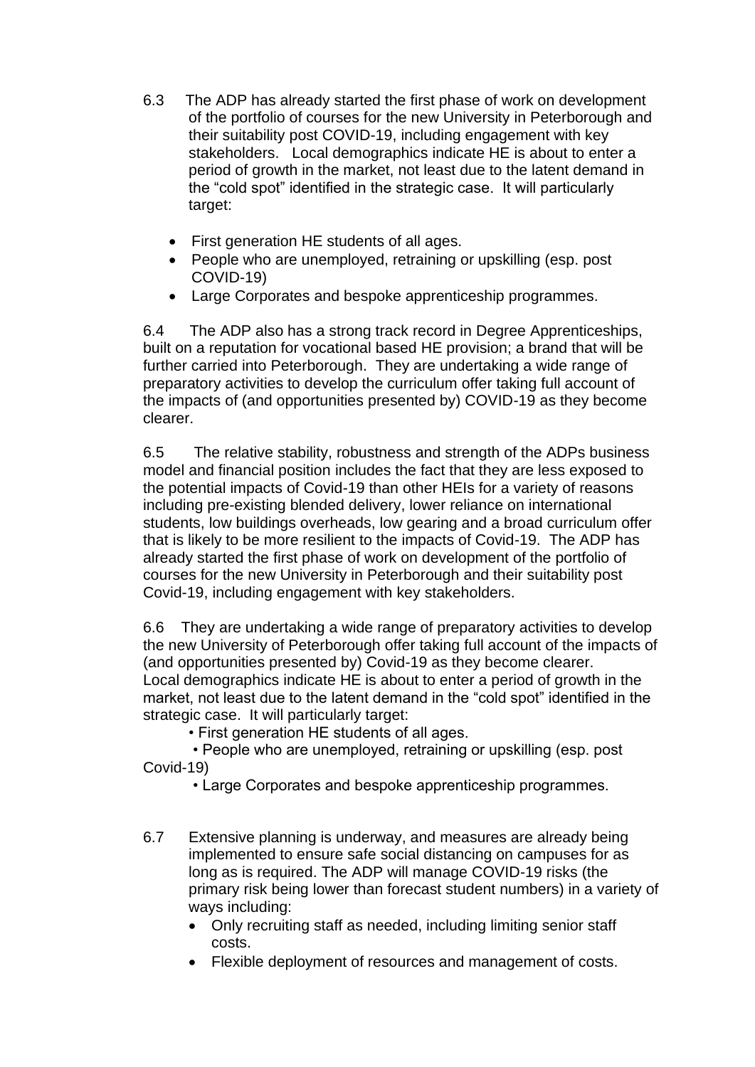6.3 The ADP has already started the first phase of work on development of the portfolio of courses for the new University in Peterborough and their suitability post COVID-19, including engagement with key stakeholders. Local demographics indicate HE is about to enter a period of growth in the market, not least due to the latent demand in the "cold spot" identified in the strategic case. It will particularly target:

- First generation HE students of all ages.
- People who are unemployed, retraining or upskilling (esp. post COVID-19)
- Large Corporates and bespoke apprenticeship programmes.

6.4 The ADP also has a strong track record in Degree Apprenticeships, built on a reputation for vocational based HE provision; a brand that will be further carried into Peterborough. They are undertaking a wide range of preparatory activities to develop the curriculum offer taking full account of the impacts of (and opportunities presented by) COVID-19 as they become clearer.

6.5 The relative stability, robustness and strength of the ADPs business model and financial position includes the fact that they are less exposed to the potential impacts of Covid-19 than other HEIs for a variety of reasons including pre-existing blended delivery, lower reliance on international students, low buildings overheads, low gearing and a broad curriculum offer that is likely to be more resilient to the impacts of Covid-19. The ADP has already started the first phase of work on development of the portfolio of courses for the new University in Peterborough and their suitability post Covid-19, including engagement with key stakeholders.

6.6 They are undertaking a wide range of preparatory activities to develop the new University of Peterborough offer taking full account of the impacts of (and opportunities presented by) Covid-19 as they become clearer. Local demographics indicate HE is about to enter a period of growth in the market, not least due to the latent demand in the "cold spot" identified in the strategic case. It will particularly target:

- First generation HE students of all ages.
- People who are unemployed, retraining or upskilling (esp. post Covid-19)
- Large Corporates and bespoke apprenticeship programmes.

6.7 Extensive planning is underway, and measures are already being implemented to ensure safe social distancing on campuses for as long as is required. The ADP will manage COVID-19 risks (the primary risk being lower than forecast student numbers) in a variety of ways including:

- Only recruiting staff as needed, including limiting senior staff costs.
- Flexible deployment of resources and management of costs.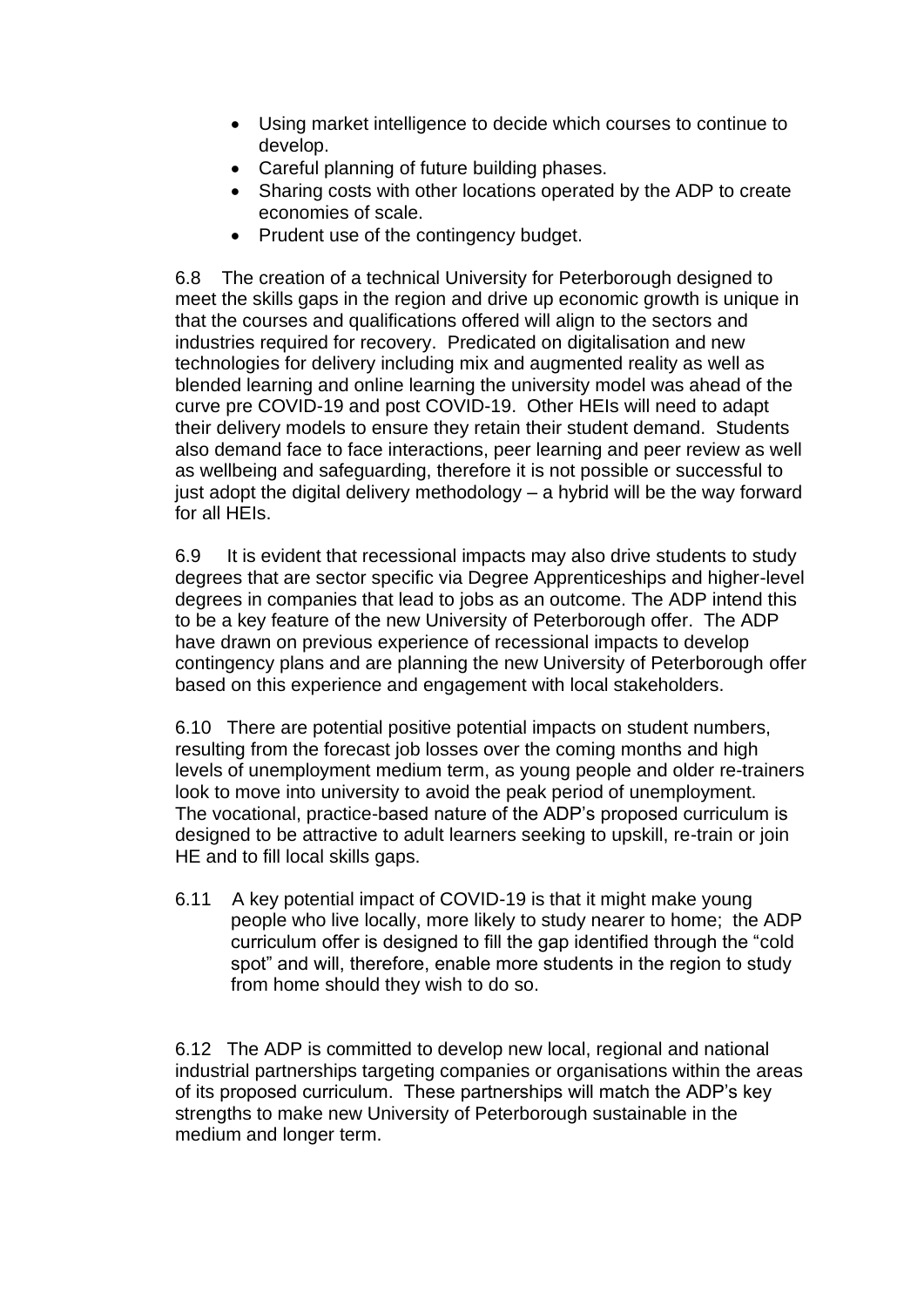- Using market intelligence to decide which courses to continue to develop.
- Careful planning of future building phases.
- Sharing costs with other locations operated by the ADP to create economies of scale.
- Prudent use of the contingency budget.

6.8 The creation of a technical University for Peterborough designed to meet the skills gaps in the region and drive up economic growth is unique in that the courses and qualifications offered will align to the sectors and industries required for recovery. Predicated on digitalisation and new technologies for delivery including mix and augmented reality as well as blended learning and online learning the university model was ahead of the curve pre COVID-19 and post COVID-19. Other HEIs will need to adapt their delivery models to ensure they retain their student demand. Students also demand face to face interactions, peer learning and peer review as well as wellbeing and safeguarding, therefore it is not possible or successful to just adopt the digital delivery methodology – a hybrid will be the way forward for all HEIs.

6.9 It is evident that recessional impacts may also drive students to study degrees that are sector specific via Degree Apprenticeships and higher-level degrees in companies that lead to jobs as an outcome. The ADP intend this to be a key feature of the new University of Peterborough offer. The ADP have drawn on previous experience of recessional impacts to develop contingency plans and are planning the new University of Peterborough offer based on this experience and engagement with local stakeholders.

6.10 There are potential positive potential impacts on student numbers, resulting from the forecast job losses over the coming months and high levels of unemployment medium term, as young people and older re-trainers look to move into university to avoid the peak period of unemployment. The vocational, practice-based nature of the ADP's proposed curriculum is designed to be attractive to adult learners seeking to upskill, re-train or join HE and to fill local skills gaps.

6.11 A key potential impact of COVID-19 is that it might make young people who live locally, more likely to study nearer to home; the ADP curriculum offer is designed to fill the gap identified through the "cold spot" and will, therefore, enable more students in the region to study from home should they wish to do so.

6.12 The ADP is committed to develop new local, regional and national industrial partnerships targeting companies or organisations within the areas of its proposed curriculum. These partnerships will match the ADP's key strengths to make new University of Peterborough sustainable in the medium and longer term.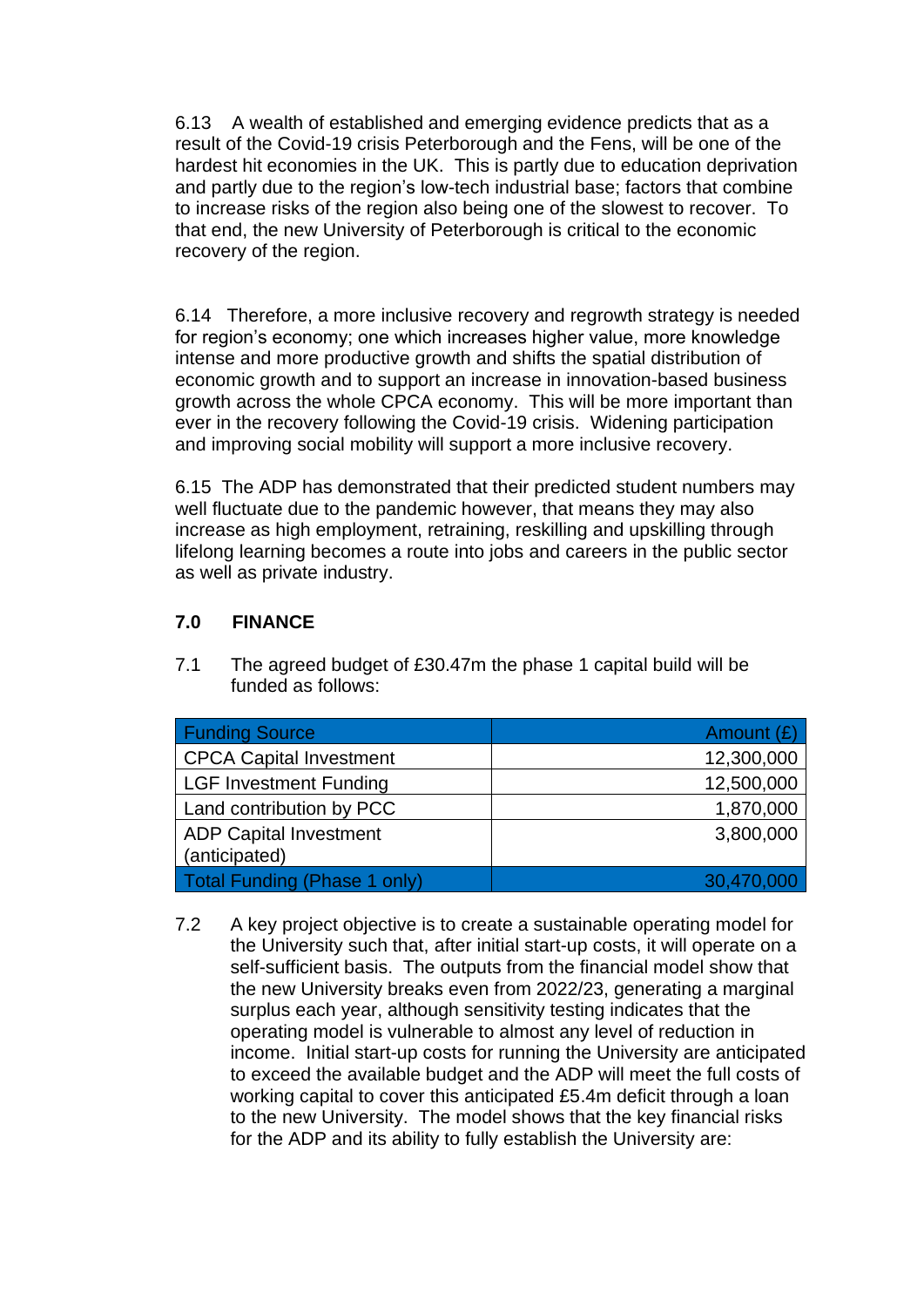6.13 A wealth of established and emerging evidence predicts that as a result of the Covid-19 crisis Peterborough and the Fens, will be one of the hardest hit economies in the UK. This is partly due to education deprivation and partly due to the region's low-tech industrial base; factors that combine to increase risks of the region also being one of the slowest to recover. To that end, the new University of Peterborough is critical to the economic recovery of the region.

6.14 Therefore, a more inclusive recovery and regrowth strategy is needed for region's economy; one which increases higher value, more knowledge intense and more productive growth and shifts the spatial distribution of economic growth and to support an increase in innovation-based business growth across the whole CPCA economy. This will be more important than ever in the recovery following the Covid-19 crisis. Widening participation and improving social mobility will support a more inclusive recovery.

6.15 The ADP has demonstrated that their predicted student numbers may well fluctuate due to the pandemic however, that means they may also increase as high employment, retraining, reskilling and upskilling through lifelong learning becomes a route into jobs and careers in the public sector as well as private industry.

## 7.0 FINANCE

7.1 The agreed budget of £30.47m the phase 1 capital build will be funded as follows:

| Funding Source | Amount (£) |
|---|---:|
| CPCA Capital Investment | 12,300,000 |
| LGF Investment Funding | 12,500,000 |
| Land contribution by PCC | 1,870,000 |
| ADP Capital Investment (anticipated) | 3,800,000 |
| Total Funding (Phase 1 only) | 30,470,000 |

7.2 A key project objective is to create a sustainable operating model for the University such that, after initial start-up costs, it will operate on a self-sufficient basis. The outputs from the financial model show that the new University breaks even from 2022/23, generating a marginal surplus each year, although sensitivity testing indicates that the operating model is vulnerable to almost any level of reduction in income. Initial start-up costs for running the University are anticipated to exceed the available budget and the ADP will meet the full costs of working capital to cover this anticipated £5.4m deficit through a loan to the new University. The model shows that the key financial risks for the ADP and its ability to fully establish the University are: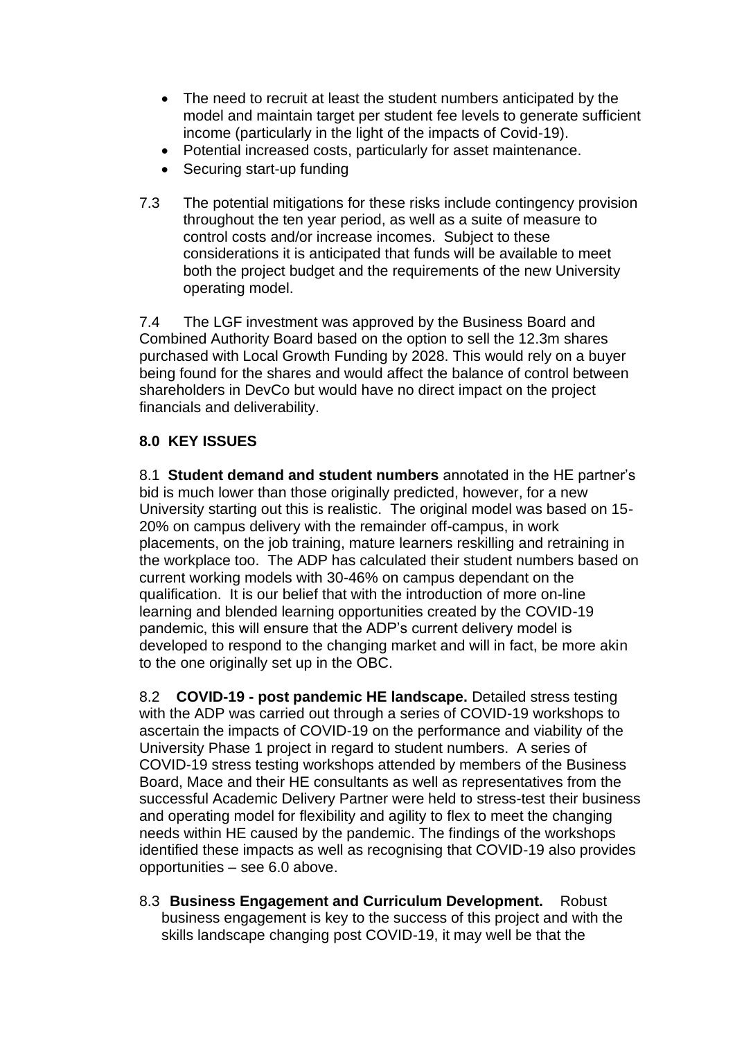- The need to recruit at least the student numbers anticipated by the model and maintain target per student fee levels to generate sufficient income (particularly in the light of the impacts of Covid-19).
- Potential increased costs, particularly for asset maintenance.
- Securing start-up funding

7.3 The potential mitigations for these risks include contingency provision throughout the ten year period, as well as a suite of measure to control costs and/or increase incomes. Subject to these considerations it is anticipated that funds will be available to meet both the project budget and the requirements of the new University operating model.

7.4 The LGF investment was approved by the Business Board and Combined Authority Board based on the option to sell the 12.3m shares purchased with Local Growth Funding by 2028. This would rely on a buyer being found for the shares and would affect the balance of control between shareholders in DevCo but would have no direct impact on the project financials and deliverability.

## 8.0 KEY ISSUES

8.1 **Student demand and student numbers** annotated in the HE partner's bid is much lower than those originally predicted, however, for a new University starting out this is realistic. The original model was based on 15-20% on campus delivery with the remainder off-campus, in work placements, on the job training, mature learners reskilling and retraining in the workplace too. The ADP has calculated their student numbers based on current working models with 30-46% on campus dependant on the qualification. It is our belief that with the introduction of more on-line learning and blended learning opportunities created by the COVID-19 pandemic, this will ensure that the ADP's current delivery model is developed to respond to the changing market and will in fact, be more akin to the one originally set up in the OBC.

8.2 **COVID-19 - post pandemic HE landscape.** Detailed stress testing with the ADP was carried out through a series of COVID-19 workshops to ascertain the impacts of COVID-19 on the performance and viability of the University Phase 1 project in regard to student numbers. A series of COVID-19 stress testing workshops attended by members of the Business Board, Mace and their HE consultants as well as representatives from the successful Academic Delivery Partner were held to stress-test their business and operating model for flexibility and agility to flex to meet the changing needs within HE caused by the pandemic. The findings of the workshops identified these impacts as well as recognising that COVID-19 also provides opportunities – see 6.0 above.

8.3 **Business Engagement and Curriculum Development.** Robust business engagement is key to the success of this project and with the skills landscape changing post COVID-19, it may well be that the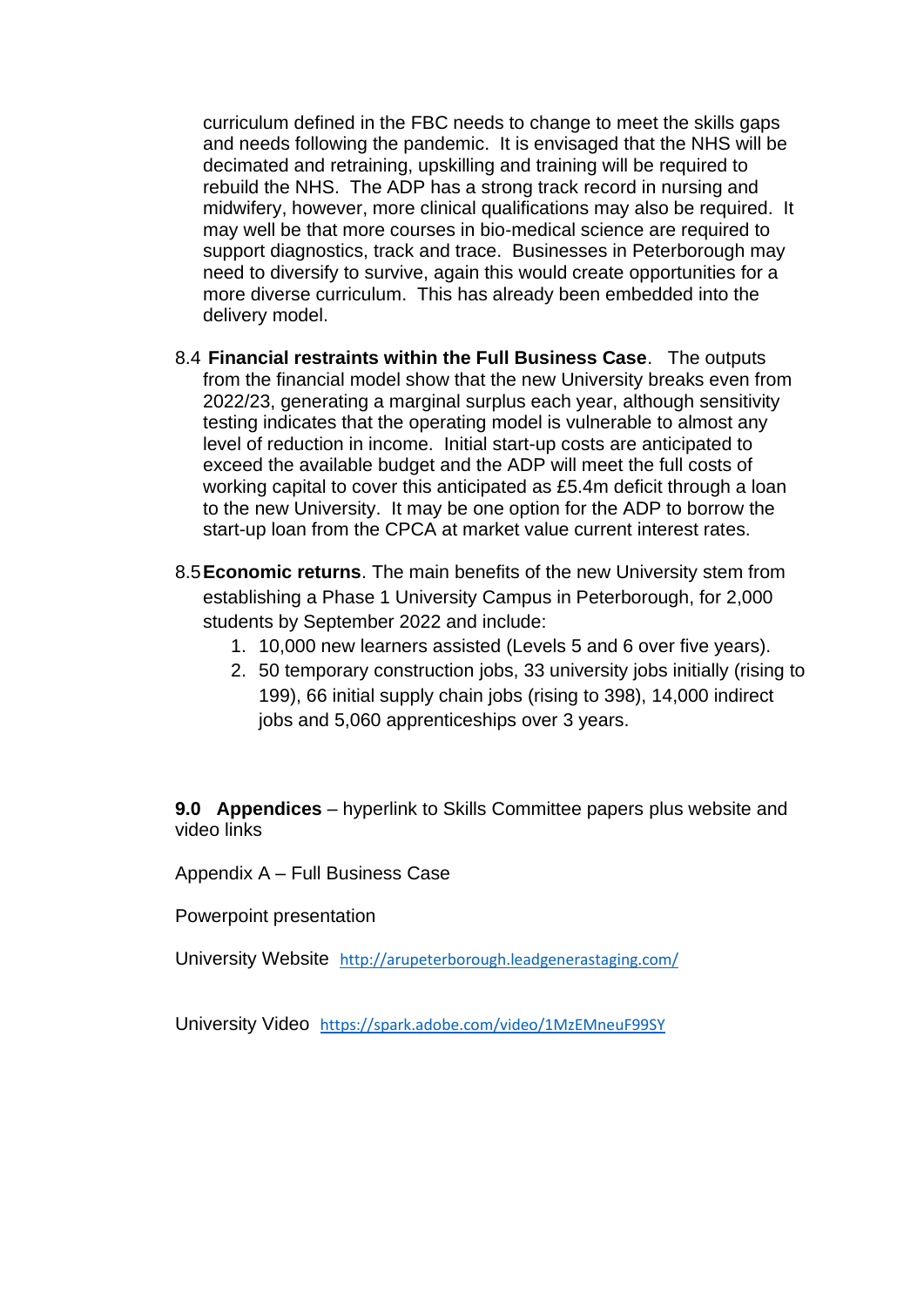curriculum defined in the FBC needs to change to meet the skills gaps and needs following the pandemic. It is envisaged that the NHS will be decimated and retraining, upskilling and training will be required to rebuild the NHS. The ADP has a strong track record in nursing and midwifery, however, more clinical qualifications may also be required. It may well be that more courses in bio-medical science are required to support diagnostics, track and trace. Businesses in Peterborough may need to diversify to survive, again this would create opportunities for a more diverse curriculum. This has already been embedded into the delivery model.

8.4 **Financial restraints within the Full Business Case**. The outputs from the financial model show that the new University breaks even from 2022/23, generating a marginal surplus each year, although sensitivity testing indicates that the operating model is vulnerable to almost any level of reduction in income. Initial start-up costs are anticipated to exceed the available budget and the ADP will meet the full costs of working capital to cover this anticipated as £5.4m deficit through a loan to the new University. It may be one option for the ADP to borrow the start-up loan from the CPCA at market value current interest rates.

8.5 **Economic returns**. The main benefits of the new University stem from establishing a Phase 1 University Campus in Peterborough, for 2,000 students by September 2022 and include:

1. 10,000 new learners assisted (Levels 5 and 6 over five years).
2. 50 temporary construction jobs, 33 university jobs initially (rising to 199), 66 initial supply chain jobs (rising to 398), 14,000 indirect jobs and 5,060 apprenticeships over 3 years.

**9.0 Appendices** – hyperlink to Skills Committee papers plus website and video links

Appendix A – Full Business Case

Powerpoint presentation

University Website http://arupeterborough.leadgenerastaging.com/

University Video https://spark.adobe.com/video/1MzEMneuF99SY